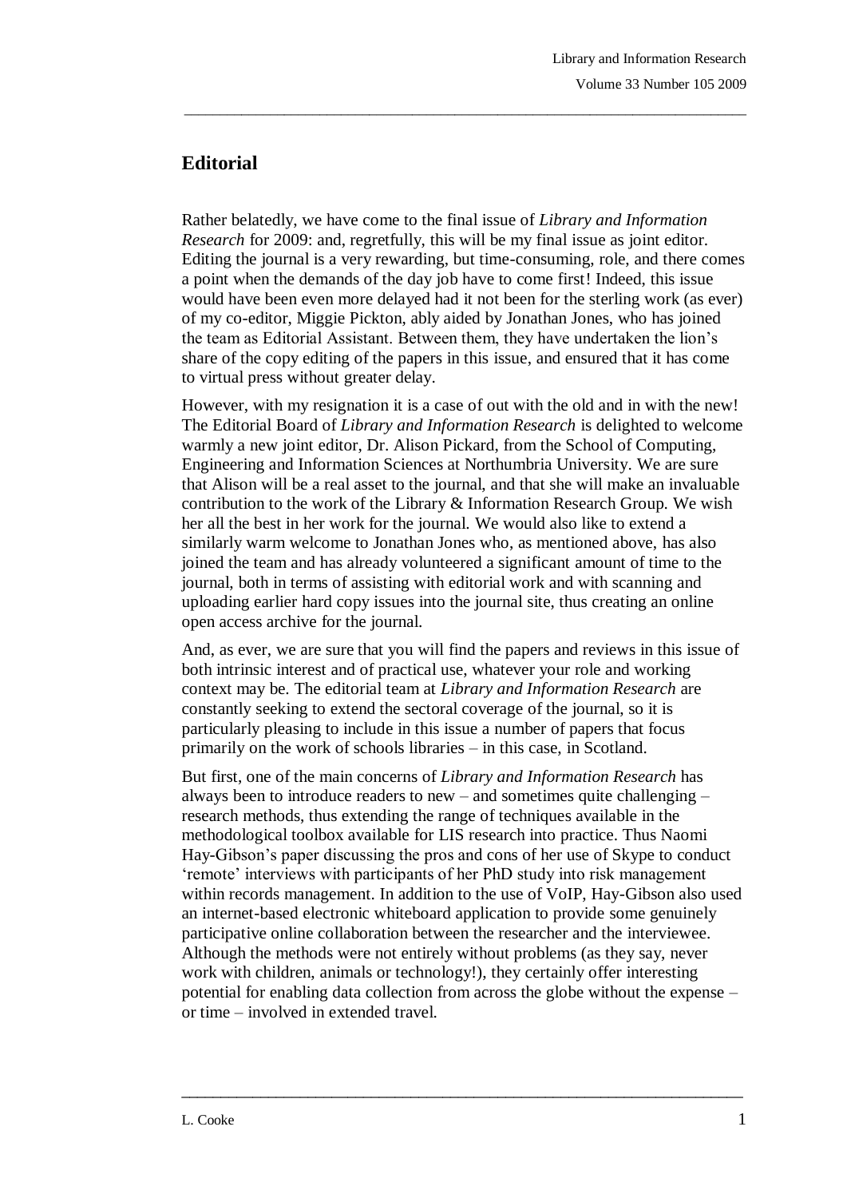# Editorial

Rather belatedly, we have come to the final issue of *Library and Information Research* for 2009: and, regretfully, this will be my final issue as joint editor. Editing the journal is a very rewarding, but time-consuming, role, and there comes a point when the demands of the day job have to come first! Indeed, this issue would have been even more delayed had it not been for the sterling work (as ever) of my co-editor, Miggie Pickton, ably aided by Jonathan Jones, who has joined the team as Editorial Assistant. Between them, they have undertaken the lion's share of the copy editing of the papers in this issue, and ensured that it has come to virtual press without greater delay.

However, with my resignation it is a case of out with the old and in with the new! The Editorial Board of *Library and Information Research* is delighted to welcome warmly a new joint editor, Dr. Alison Pickard, from the School of Computing, Engineering and Information Sciences at Northumbria University. We are sure that Alison will be a real asset to the journal, and that she will make an invaluable contribution to the work of the Library & Information Research Group. We wish her all the best in her work for the journal. We would also like to extend a similarly warm welcome to Jonathan Jones who, as mentioned above, has also joined the team and has already volunteered a significant amount of time to the journal, both in terms of assisting with editorial work and with scanning and uploading earlier hard copy issues into the journal site, thus creating an online open access archive for the journal.

And, as ever, we are sure that you will find the papers and reviews in this issue of both intrinsic interest and of practical use, whatever your role and working context may be. The editorial team at *Library and Information Research* are constantly seeking to extend the sectoral coverage of the journal, so it is particularly pleasing to include in this issue a number of papers that focus primarily on the work of schools libraries – in this case, in Scotland.

But first, one of the main concerns of *Library and Information Research* has always been to introduce readers to new – and sometimes quite challenging – research methods, thus extending the range of techniques available in the methodological toolbox available for LIS research into practice. Thus Naomi Hay-Gibson's paper discussing the pros and cons of her use of Skype to conduct 'remote' interviews with participants of her PhD study into risk management within records management. In addition to the use of VoIP, Hay-Gibson also used an internet-based electronic whiteboard application to provide some genuinely participative online collaboration between the researcher and the interviewee. Although the methods were not entirely without problems (as they say, never work with children, animals or technology!), they certainly offer interesting potential for enabling data collection from across the globe without the expense – or time – involved in extended travel.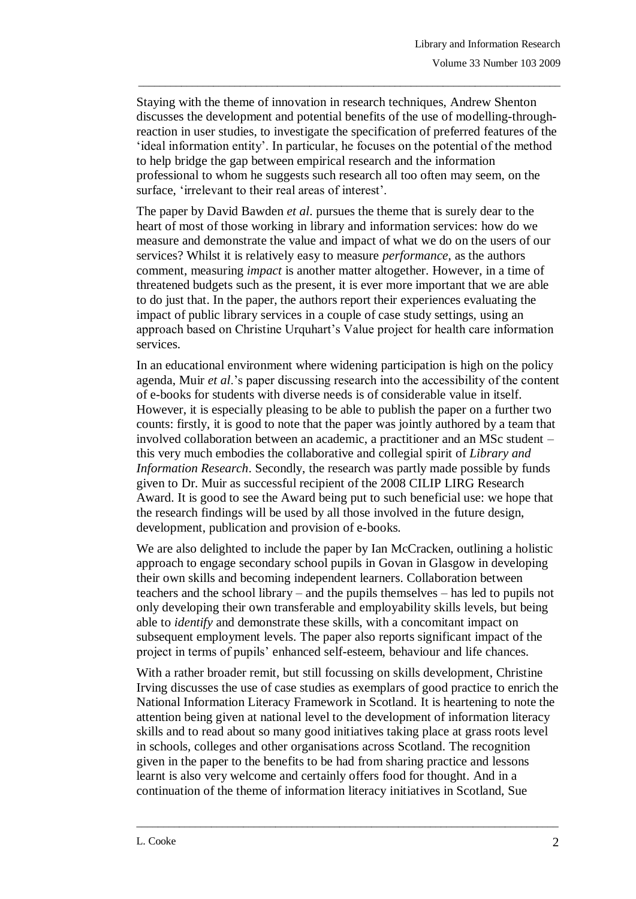Staying with the theme of innovation in research techniques, Andrew Shenton discusses the development and potential benefits of the use of modelling-through-reaction in user studies, to investigate the specification of preferred features of the 'ideal information entity'. In particular, he focuses on the potential of the method to help bridge the gap between empirical research and the information professional to whom he suggests such research all too often may seem, on the surface, 'irrelevant to their real areas of interest'.

The paper by David Bawden *et al*. pursues the theme that is surely dear to the heart of most of those working in library and information services: how do we measure and demonstrate the value and impact of what we do on the users of our services? Whilst it is relatively easy to measure *performance*, as the authors comment, measuring *impact* is another matter altogether. However, in a time of threatened budgets such as the present, it is ever more important that we are able to do just that. In the paper, the authors report their experiences evaluating the impact of public library services in a couple of case study settings, using an approach based on Christine Urquhart's Value project for health care information services.

In an educational environment where widening participation is high on the policy agenda, Muir *et al*.'s paper discussing research into the accessibility of the content of e-books for students with diverse needs is of considerable value in itself. However, it is especially pleasing to be able to publish the paper on a further two counts: firstly, it is good to note that the paper was jointly authored by a team that involved collaboration between an academic, a practitioner and an MSc student – this very much embodies the collaborative and collegial spirit of *Library and Information Research*. Secondly, the research was partly made possible by funds given to Dr. Muir as successful recipient of the 2008 CILIP LIRG Research Award. It is good to see the Award being put to such beneficial use: we hope that the research findings will be used by all those involved in the future design, development, publication and provision of e-books.

We are also delighted to include the paper by Ian McCracken, outlining a holistic approach to engage secondary school pupils in Govan in Glasgow in developing their own skills and becoming independent learners. Collaboration between teachers and the school library – and the pupils themselves – has led to pupils not only developing their own transferable and employability skills levels, but being able to *identify* and demonstrate these skills, with a concomitant impact on subsequent employment levels. The paper also reports significant impact of the project in terms of pupils' enhanced self-esteem, behaviour and life chances.

With a rather broader remit, but still focussing on skills development, Christine Irving discusses the use of case studies as exemplars of good practice to enrich the National Information Literacy Framework in Scotland. It is heartening to note the attention being given at national level to the development of information literacy skills and to read about so many good initiatives taking place at grass roots level in schools, colleges and other organisations across Scotland. The recognition given in the paper to the benefits to be had from sharing practice and lessons learnt is also very welcome and certainly offers food for thought. And in a continuation of the theme of information literacy initiatives in Scotland, Sue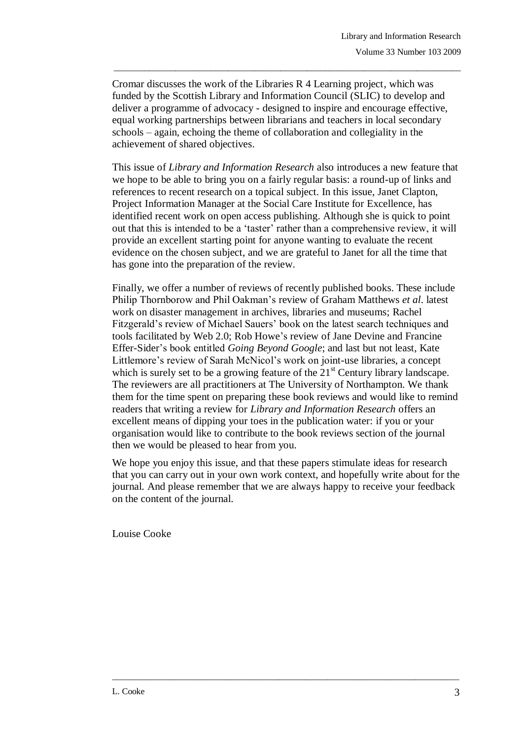Cromar discusses the work of the Libraries R 4 Learning project, which was funded by the Scottish Library and Information Council (SLIC) to develop and deliver a programme of advocacy - designed to inspire and encourage effective, equal working partnerships between librarians and teachers in local secondary schools – again, echoing the theme of collaboration and collegiality in the achievement of shared objectives.

This issue of *Library and Information Research* also introduces a new feature that we hope to be able to bring you on a fairly regular basis: a round-up of links and references to recent research on a topical subject. In this issue, Janet Clapton, Project Information Manager at the Social Care Institute for Excellence, has identified recent work on open access publishing. Although she is quick to point out that this is intended to be a 'taster' rather than a comprehensive review, it will provide an excellent starting point for anyone wanting to evaluate the recent evidence on the chosen subject, and we are grateful to Janet for all the time that has gone into the preparation of the review.

Finally, we offer a number of reviews of recently published books. These include Philip Thornborow and Phil Oakman's review of Graham Matthews *et al*. latest work on disaster management in archives, libraries and museums; Rachel Fitzgerald's review of Michael Sauers' book on the latest search techniques and tools facilitated by Web 2.0; Rob Howe's review of Jane Devine and Francine Effer-Sider's book entitled *Going Beyond Google*; and last but not least, Kate Littlemore's review of Sarah McNicol's work on joint-use libraries, a concept which is surely set to be a growing feature of the 21st Century library landscape. The reviewers are all practitioners at The University of Northampton. We thank them for the time spent on preparing these book reviews and would like to remind readers that writing a review for *Library and Information Research* offers an excellent means of dipping your toes in the publication water: if you or your organisation would like to contribute to the book reviews section of the journal then we would be pleased to hear from you.

We hope you enjoy this issue, and that these papers stimulate ideas for research that you can carry out in your own work context, and hopefully write about for the journal. And please remember that we are always happy to receive your feedback on the content of the journal.

Louise Cooke